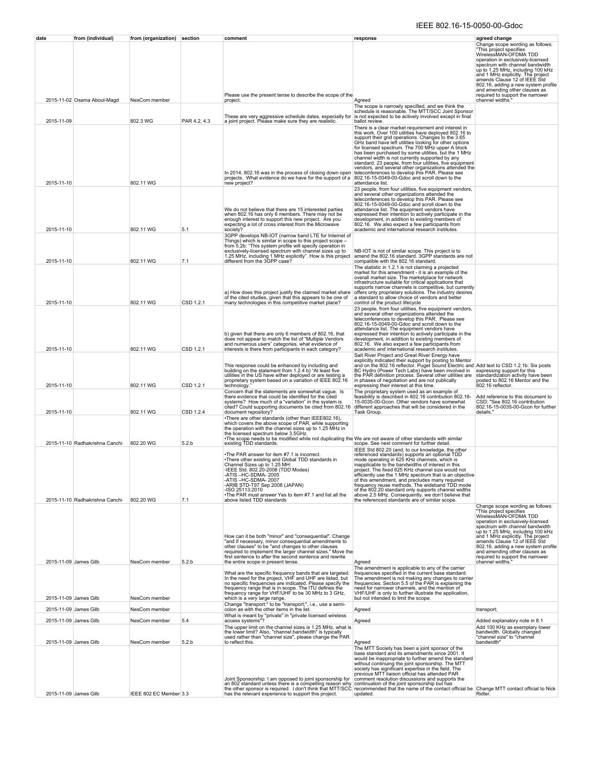| date | from (individual) | from (organization) | section | comment | response | agreed change |
|---|---|---|---|---|---|---|
| 2015-11-02 | Osama Aboul-Magd | NesCom member | | Please use the present tense to describe the scope of the project. | Agreed | Change scope wording as follows: "This project specifies WirelessMAN-OFDMA TDD operation in exclusively-licensed spectrum with channel bandwidth up to 1.25 MHz, including 100 kHz and 1 MHz explicitly. The project amends Clause 12 of IEEE Std 802.16, adding a new system profile and amending other clauses as required to support the narrower channel widths." |
| 2015-11-09 | | 802.3 WG | PAR 4.2, 4.3 | These are very aggressive schedule dates, especially for a joint project. Please make sure they are realistic. | The scope is narrowly specified, and we think the schedule is reasonable. The MTT/SCC Joint Sponsor is not expected to be actively involved except in final ballot review. | |
| 2015-11-10 | | 802.11 WG | | In 2014, 802.16 was in the process of closing down open projects. What evidence do we have for the support of a new project? | There is a clear market requirement and interest in this work. Over 100 utilities have deployed 802.16 to support their grid operations. Changes to the 3.65 GHz band have left utilities looking for other options for licensed spectrum. The 700 MHz upper A block has been purchased by some utilities, but the 1 MHz channel width is not currently supported by any standard. 23 people, from four utilities, five equipment vendors, and several other organizations attended the teleconferences to develop this PAR. Please see 802.16-15-0049-00-Gdoc and scroll down to the attendance list. | |
| 2015-11-10 | | 802.11 WG | 5.1 | We do not believe that there are 15 interested parties when 802.16 has only 6 members. There may not be enough interest to support this new project. Are you expecting a lot of cross interest from the Microwave society? | 23 people, from four utilities, five equipment vendors, and several other organizations attended the teleconferences to develop this PAR. Please see 802.16-15-0049-00-Gdoc and scroll down to the attendance list. The equipment vendors have expressed their intention to actively participate in the development, in addition to existing members of 802.16. We also expect a few participants from academic and international research institutes. | |
| 2015-11-10 | | 802.11 WG | 7.1 | 3GPP develops NB-IOT (narrow band LTE for Internet of Things) which is similar in scope to this project scope – from 5.2b: "This system profile will specify operation in exclusively-licensed spectrum with channel sizes up to 1.25 MHz, including 1 MHz explicitly." How is this project different from the 3GPP case? | NB-IOT is not of similar scope. This project is to amend the 802.16 standard. 3GPP standards are not compatible with the 802.16 standard. | |
| 2015-11-10 | | 802.11 WG | CSD 1.2.1 | a) How does this project justify the claimed market share of the cited studies, given that this appears to be one of many technologies in this competitive market place? | The statistic in 1.2.1 is not claiming a projected market for this amendment - it is an example of the overall market size. The marketplace for network infrastructure suitable for critical applications that supports narrow channels is competitive, but currently offers only proprietary solutions. The industry desires a standard to allow choice of vendors and better control of the product lifecycle | |
| 2015-11-10 | | 802.11 WG | CSD 1.2.1 | b) given that there are only 6 members of 802.16, that does not appear to match the list of "Multiple Vendors and numerous users" categories, what evidence of interests is there from participants in each category? | 23 people, from four utilities, five equipment vendors, and several other organizations attended the teleconferences to develop this PAR. Please see 802.16-15-0049-00-Gdoc and scroll down to the attendance list. The equipment vendors have expressed their intention to actively participate in the development, in addition to existing members of 802.16. We also expect a few participants from academic and international research institutes. | |
| 2015-11-10 | | 802.11 WG | CSD 1.2.1 | This response could be enhanced by including and building on the statement from 1.2.4 b) "At least five utilities in the US have either deployed or are testing a proprietary system based on a variation of IEEE 802.16 technology." | Salt River Project and Great River Energy have explicitly indicated their support by posting to Mentor and on the 802.16 reflector. Puget Sound Electric and BC Hydro (Power Tech Labs) have been involved in the PAR definition process. Several other utilities are in phases of negotiation and are not publically expressing their interest at this time. | Add text to CSD 1.2.1b: Six posts expressing support for this standardization activity have been posted to 802.16 Mentor and the 802.16 reflector. |
| 2015-11-10 | | 802.11 WG | CSD 1.2.4 | Concern that the statements are somewhat vague. Is there evidence that could be identified for the cited systems? How much of a "variation" in the system is cited? Could supporting documents be cited from 802.16 document repository? | The proprietary system used as an example of feasibility is described in 802.16 contribution 802.16-15-0035-00-Gcon. Other vendors have somewhat different approaches that will be considered in the Task Group. | Add reference to this document to CSD: "See 802.16 contribution 802.16-15-0035-00-Gcon for further details." |
| 2015-11-10 | Radhakrishna Canchi | 802.20 WG | 5.2.b | •There are other standards (other than IEEE802.16), which covers the above scope of PAR, while supporting the operation with the channel sizes up to 1.25 MHz in the licensed spectrum below 3.5GHz.<br>•The scope needs to be modified while not duplicating the existing TDD standards. | We are not aware of other standards with similar scope. See next comment for further detail. | |
| 2015-11-10 | Radhakrishna Canchi | 802.20 WG | 7.1 | •The PAR answer for item #7.1 is incorrect.<br>•There other existing and Global TDD standards in Channel Sizes up to 1.25 MH:<br>-IEEE Std. 802.20-2008 (TDD Modes)<br>-ATIS –HC-SDMA- 2005<br>-ATIS –HC-SDMA- 2007<br>-ARIB STD-T97 Sep.2008 (JAPAN)<br>-ISO 25113:2010<br>•The PAR must answer Yes to item #7.1 and list all the above listed TDD standards | IEEE Std 802.20 (and, to our knowledge, the other referenced standards) supports an optional TDD mode operating in 625 KHz channels, which is inapplicable to the bandwidths of interest in this project. The fixed 625 KHz channel size would not efficiently use the 1 MHz spectrum that is an objective of this amendment, and precludes many required frequency reuse methods. The wideband TDD mode of the 802.20 standard only supports channel widths above 2.5 MHz. Consequently, we don't believe that the referenced standards are of similar scope. | |
| 2015-11-09 | James Gilb | NesCom member | 5.2.b | How can it be both "minor" and "consequential". Change "and if necessary, minor consequential amendments to other clauses" to be "and changes to other clauses required to implement the larger channel sizes." Move the first sentence to after the second sentence and rewrite the entire scope in present tense. | Agreed | Change scope wording as follows: "This project specifies WirelessMAN-OFDMA TDD operation in exclusively-licensed spectrum with channel bandwidth up to 1.25 MHz, including 100 kHz and 1 MHz explicitly. The project amends Clause 12 of IEEE Std 802.16, adding a new system profile and amending other clauses as required to support the narrower channel widths." |
| 2015-11-09 | James Gilb | NesCom member | | What are the specific frequency bands that are targeted. In the need for the project, VHF and UHF are listed, but no specific frequencies are indicated. Please specify the frequency range that is in scope. The ITU defines the frequency range for VHF/UHF to be 30 MHz to 3 GHz, which is a very large range. | The amendment is applicable to any of the carrier frequencies specified in the current base standard. The amendment is not making any changes to carrier frequencies. Section 5.5 of the PAR is explaining the need for narrower channels, and the mention of VHF/UHF is only to further illustrate the application, but not intended to limit the scope. | |
| 2015-11-09 | James Gilb | NesCom member | | Change "transport:" to be "transport;", i.e., use a semi-colon as with the other items in the list. | Agreed | transport; |
| 2015-11-09 | James Gilb | NesCom member | 5.4 | What is meant by "private" in "private licensed wireless access systems"? | Agreed | Added explanatory note in 8.1 |
| 2015-11-09 | James Gilb | NesCom member | 5.2.b | The upper limit on the channel sizes is 1.25 MHz, what is the lower limit? Also, "channel bandwidth" is typically used rather than "channel size", please change the PAR to reflect this. | Agreed | Add 100 KHz as exemplary lower bandwidth. Globally changed "channel size" to "channel bandwidth" |
| 2015-11-09 | James Gilb | IEEE 802 EC Member | 3.3 | Joint Sponsorship: I am opposed to joint sponsorship for an 802 standard unless there is a compelling reason why the other sponsor is required. I don't think that MTT/SCC has the relevant experience to support this project. | The MTT Society has been a joint sponsor of the base standard and its amendments since 2001. It would be inappropriate to further amend the standard without continuing the joint sponsorship. The MTT society has significant expertise in the field. The previous MTT liaison official has attended PAR comment resolution discussions and supports the continuation of the joint sponsorship but has recommended that the name of the contact official be updated. | Change MTT contact official to Nick Ridler. |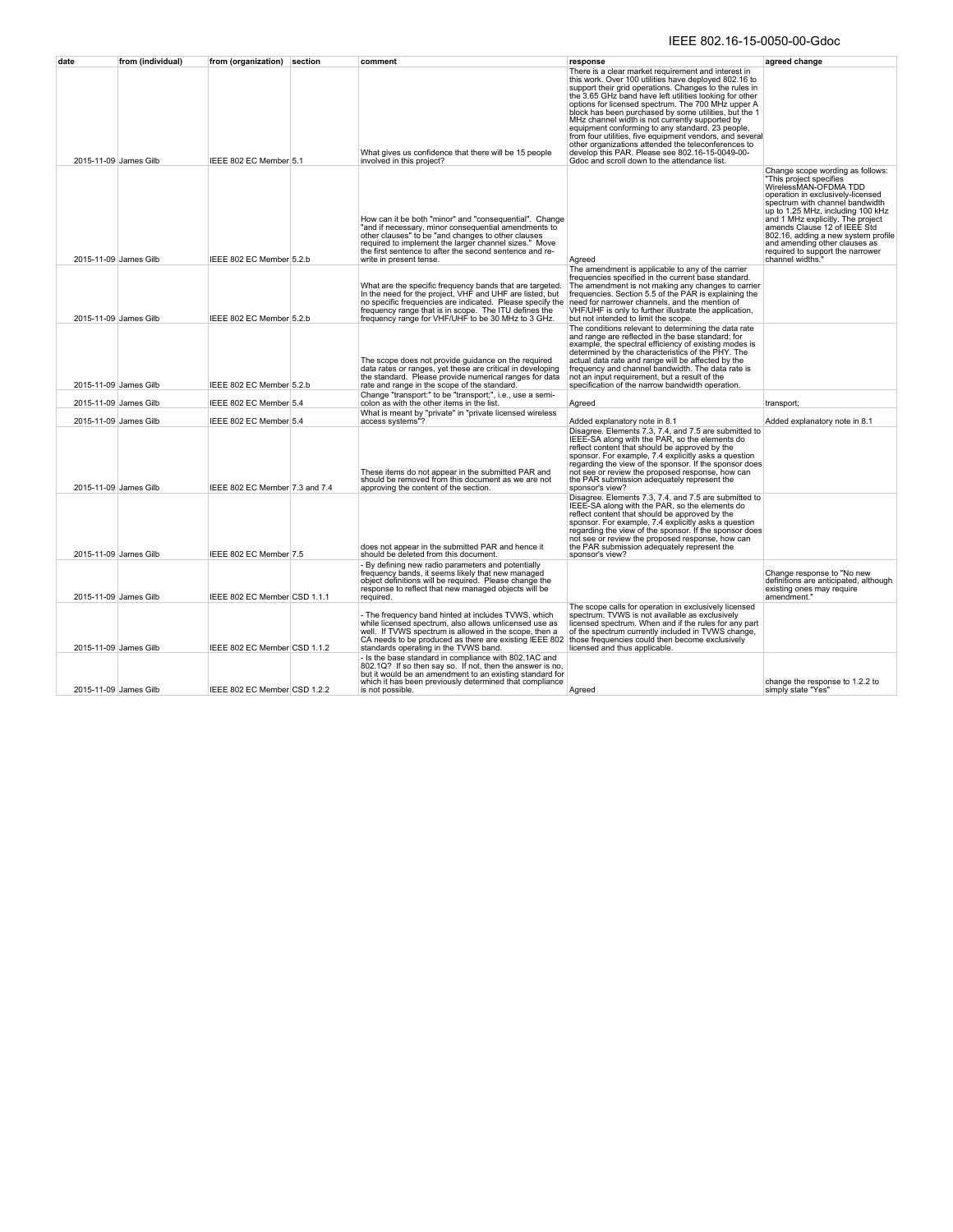| date | from (individual) | from (organization) | section | comment | response | agreed change |
|---|---|---|---|---|---|---|
| 2015-11-09 | James Gilb | IEEE 802 EC Member | 5.1 | What gives us confidence that there will be 15 people involved in this project? | There is a clear market requirement and interest in this work. Over 100 utilities have deployed 802.16 to support their grid operations. Changes to the rules in the 3.65 GHz band have left utilities looking for other options for licensed spectrum. The 700 MHz upper A block has been purchased by some utilities, but the 1 MHz channel width is not currently supported by equipment conforming to any standard. 23 people, from four utilities, five equipment vendors, and several other organizations attended the teleconferences to develop this PAR. Please see 802.16-15-0049-00-Gdoc and scroll down to the attendance list. | |
| 2015-11-09 | James Gilb | IEEE 802 EC Member | 5.2.b | How can it be both "minor" and "consequential". Change "and if necessary, minor consequential amendments to other clauses" to be "and changes to other clauses required to implement the larger channel sizes." Move the first sentence to after the second sentence and re-write in present tense. | Agreed | Change scope wording as follows: "This project specifies WirelessMAN-OFDMA TDD operation in exclusively-licensed spectrum with channel bandwidth up to 1.25 MHz, including 100 kHz and 1 MHz explicitly. The project amends Clause 12 of IEEE Std 802.16, adding a new system profile and amending other clauses as required to support the narrower channel widths." |
| 2015-11-09 | James Gilb | IEEE 802 EC Member | 5.2.b | What are the specific frequency bands that are targeted. In the need for the project, VHF and UHF are listed, but no specific frequencies are indicated. Please specify the frequency range that is in scope. The ITU defines the frequency range for VHF/UHF to be 30 MHz to 3 GHz. | The amendment is applicable to any of the carrier frequencies specified in the current base standard. The amendment is not making any changes to carrier frequencies. Section 5.5 of the PAR is explaining the need for narrower channels, and the mention of VHF/UHF is only to further illustrate the application, but not intended to limit the scope. | |
| 2015-11-09 | James Gilb | IEEE 802 EC Member | 5.2.b | The scope does not provide guidance on the required data rates or ranges, yet these are critical in developing the standard. Please provide numerical ranges for data rate and range in the scope of the standard. | The conditions relevant to determining the data rate and range are reflected in the base standard; for example, the spectral efficiency of existing modes is determined by the characteristics of the PHY. The actual data rate and range will be affected by the frequency and channel bandwidth. The data rate is not an input requirement, but a result of the specification of the narrow bandwidth operation. | |
| 2015-11-09 | James Gilb | IEEE 802 EC Member | 5.4 | Change "transport:" to be "transport;", i.e., use a semi-colon as with the other items in the list. | Agreed | transport; |
| 2015-11-09 | James Gilb | IEEE 802 EC Member | 5.4 | What is meant by "private" in "private licensed wireless access systems"? | Added explanatory note in 8.1 | Added explanatory note in 8.1 |
| 2015-11-09 | James Gilb | IEEE 802 EC Member | 7.3 and 7.4 | These items do not appear in the submitted PAR and should be removed from this document as we are not approving the content of the section. | Disagree. Elements 7.3, 7.4, and 7.5 are submitted to IEEE-SA along with the PAR, so the elements do reflect content that should be approved by the sponsor. For example, 7.4 explicitly asks a question regarding the view of the sponsor. If the sponsor does not see or review the proposed response, how can the PAR submission adequately represent the sponsor's view? | |
| 2015-11-09 | James Gilb | IEEE 802 EC Member | 7.5 | does not appear in the submitted PAR and hence it should be deleted from this document. | Disagree. Elements 7.3, 7.4, and 7.5 are submitted to IEEE-SA along with the PAR, so the elements do reflect content that should be approved by the sponsor. For example, 7.4 explicitly asks a question regarding the view of the sponsor. If the sponsor does not see or review the proposed response, how can the PAR submission adequately represent the sponsor's view? | |
| 2015-11-09 | James Gilb | IEEE 802 EC Member | CSD 1.1.1 | - By defining new radio parameters and potentially frequency bands, it seems likely that new managed object definitions will be required. Please change the response to reflect that new managed objects will be required. | | Change response to "No new definitions are anticipated, although existing ones may require amendment." |
| 2015-11-09 | James Gilb | IEEE 802 EC Member | CSD 1.1.2 | - The frequency band hinted at includes TVWS, which while licensed spectrum, also allows unlicensed use as well. If TVWS spectrum is allowed in the scope, then a CA needs to be produced as there are existing IEEE 802 standards operating in the TVWS band. | The scope calls for operation in exclusively licensed spectrum. TVWS is not available as exclusively licensed spectrum. When and if the rules for any part of the spectrum currently included in TVWS change, those frequencies could then become exclusively licensed and thus applicable. | |
| 2015-11-09 | James Gilb | IEEE 802 EC Member | CSD 1.2.2 | - Is the base standard in compliance with 802.1AC and 802.1Q? If so then say so. If not, then the answer is no, but it would be an amendment to an existing standard for which it has been previously determined that compliance is not possible. | Agreed | change the response to 1.2.2 to simply state "Yes" |